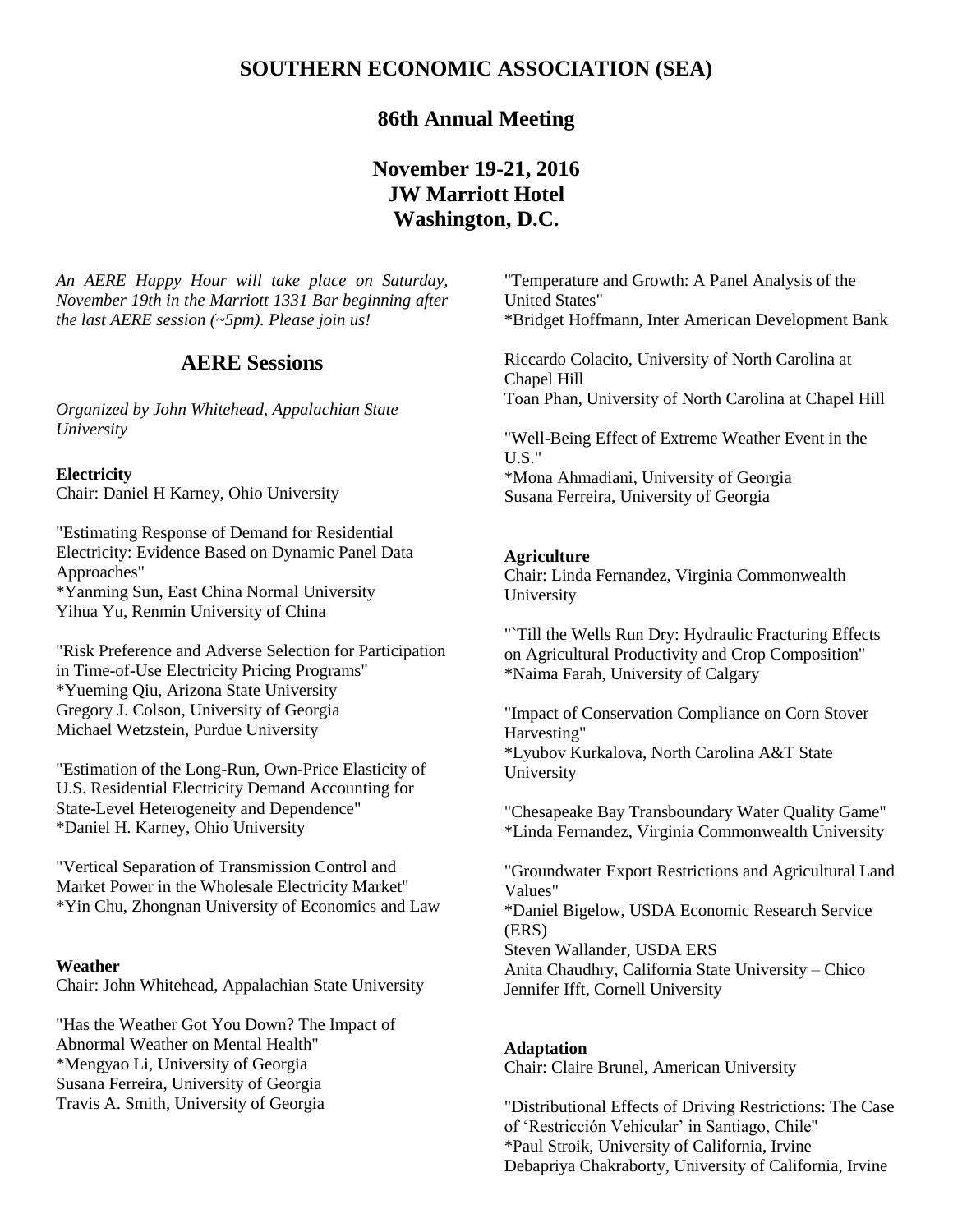# SOUTHERN ECONOMIC ASSOCIATION (SEA)

## 86th Annual Meeting

## November 19-21, 2016
## JW Marriott Hotel
## Washington, D.C.

*An AERE Happy Hour will take place on Saturday, November 19th in the Marriott 1331 Bar beginning after the last AERE session (~5pm). Please join us!*

## AERE Sessions

*Organized by John Whitehead, Appalachian State University*

**Electricity**
Chair: Daniel H Karney, Ohio University

"Estimating Response of Demand for Residential Electricity: Evidence Based on Dynamic Panel Data Approaches"
*Yanming Sun, East China Normal University
Yihua Yu, Renmin University of China

"Risk Preference and Adverse Selection for Participation in Time-of-Use Electricity Pricing Programs"
*Yueming Qiu, Arizona State University
Gregory J. Colson, University of Georgia
Michael Wetzstein, Purdue University

"Estimation of the Long-Run, Own-Price Elasticity of U.S. Residential Electricity Demand Accounting for State-Level Heterogeneity and Dependence"
*Daniel H. Karney, Ohio University

"Vertical Separation of Transmission Control and Market Power in the Wholesale Electricity Market"
*Yin Chu, Zhongnan University of Economics and Law

**Weather**
Chair: John Whitehead, Appalachian State University

"Has the Weather Got You Down? The Impact of Abnormal Weather on Mental Health"
*Mengyao Li, University of Georgia
Susana Ferreira, University of Georgia
Travis A. Smith, University of Georgia

"Temperature and Growth: A Panel Analysis of the United States"
*Bridget Hoffmann, Inter American Development Bank

Riccardo Colacito, University of North Carolina at Chapel Hill
Toan Phan, University of North Carolina at Chapel Hill

"Well-Being Effect of Extreme Weather Event in the U.S."
*Mona Ahmadiani, University of Georgia
Susana Ferreira, University of Georgia

**Agriculture**
Chair: Linda Fernandez, Virginia Commonwealth University

"`Till the Wells Run Dry: Hydraulic Fracturing Effects on Agricultural Productivity and Crop Composition"
*Naima Farah, University of Calgary

"Impact of Conservation Compliance on Corn Stover Harvesting"
*Lyubov Kurkalova, North Carolina A&T State University

"Chesapeake Bay Transboundary Water Quality Game"
*Linda Fernandez, Virginia Commonwealth University

"Groundwater Export Restrictions and Agricultural Land Values"
*Daniel Bigelow, USDA Economic Research Service (ERS)
Steven Wallander, USDA ERS
Anita Chaudhry, California State University – Chico
Jennifer Ifft, Cornell University

**Adaptation**
Chair: Claire Brunel, American University

"Distributional Effects of Driving Restrictions: The Case of 'Restricción Vehicular' in Santiago, Chile"
*Paul Stroik, University of California, Irvine
Debapriya Chakraborty, University of California, Irvine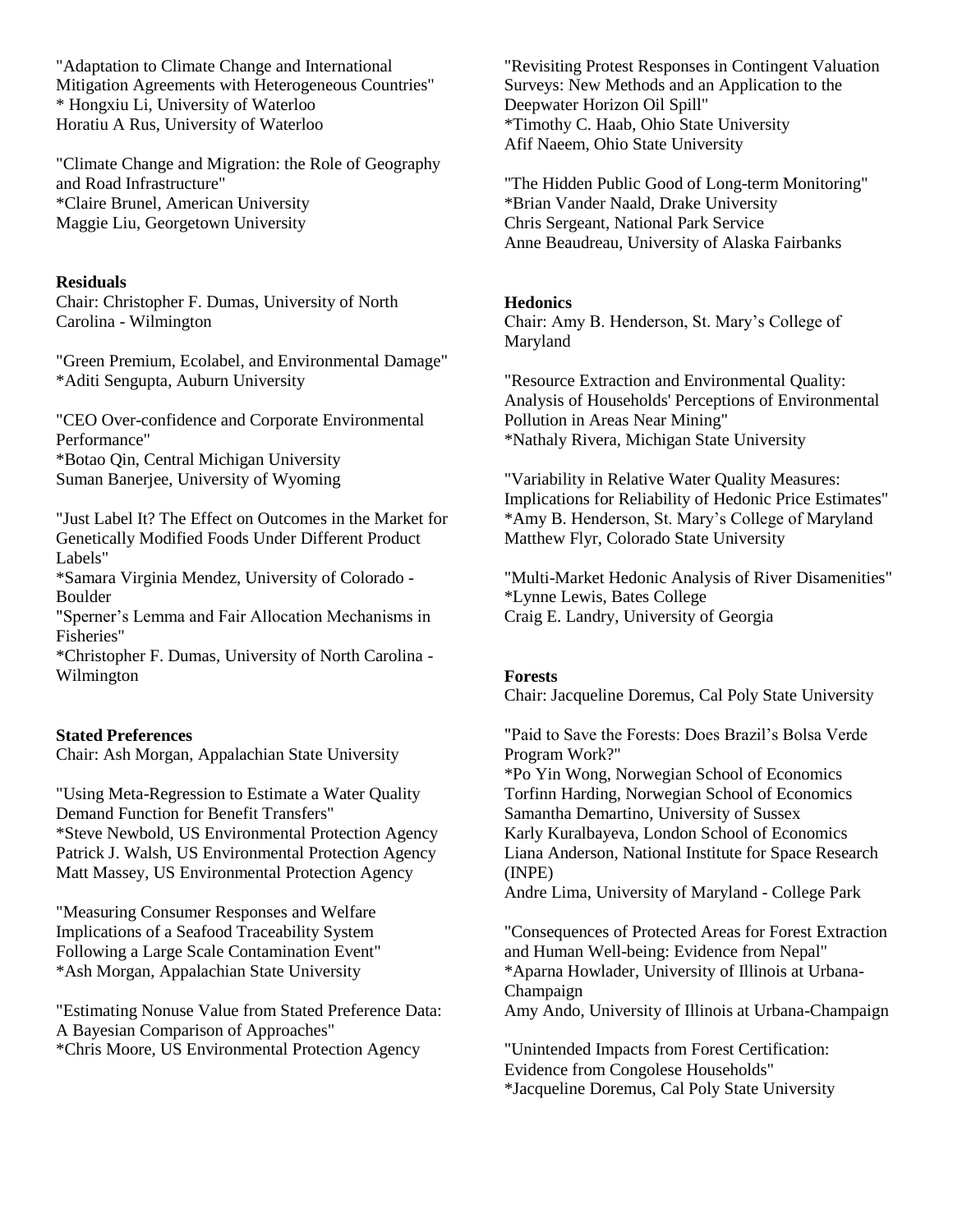"Adaptation to Climate Change and International Mitigation Agreements with Heterogeneous Countries"
* Hongxiu Li, University of Waterloo
Horatiu A Rus, University of Waterloo

"Climate Change and Migration: the Role of Geography and Road Infrastructure"
*Claire Brunel, American University
Maggie Liu, Georgetown University

**Residuals**
Chair: Christopher F. Dumas, University of North Carolina - Wilmington

"Green Premium, Ecolabel, and Environmental Damage"
*Aditi Sengupta, Auburn University

"CEO Over-confidence and Corporate Environmental Performance"
*Botao Qin, Central Michigan University
Suman Banerjee, University of Wyoming

"Just Label It? The Effect on Outcomes in the Market for Genetically Modified Foods Under Different Product Labels"
*Samara Virginia Mendez, University of Colorado - Boulder

"Sperner's Lemma and Fair Allocation Mechanisms in Fisheries"
*Christopher F. Dumas, University of North Carolina - Wilmington

**Stated Preferences**
Chair: Ash Morgan, Appalachian State University

"Using Meta-Regression to Estimate a Water Quality Demand Function for Benefit Transfers"
*Steve Newbold, US Environmental Protection Agency
Patrick J. Walsh, US Environmental Protection Agency
Matt Massey, US Environmental Protection Agency

"Measuring Consumer Responses and Welfare Implications of a Seafood Traceability System Following a Large Scale Contamination Event"
*Ash Morgan, Appalachian State University

"Estimating Nonuse Value from Stated Preference Data: A Bayesian Comparison of Approaches"
*Chris Moore, US Environmental Protection Agency

"Revisiting Protest Responses in Contingent Valuation Surveys: New Methods and an Application to the Deepwater Horizon Oil Spill"
*Timothy C. Haab, Ohio State University
Afif Naeem, Ohio State University

"The Hidden Public Good of Long-term Monitoring"
*Brian Vander Naald, Drake University
Chris Sergeant, National Park Service
Anne Beaudreau, University of Alaska Fairbanks

**Hedonics**
Chair: Amy B. Henderson, St. Mary's College of Maryland

"Resource Extraction and Environmental Quality: Analysis of Households' Perceptions of Environmental Pollution in Areas Near Mining"
*Nathaly Rivera, Michigan State University

"Variability in Relative Water Quality Measures: Implications for Reliability of Hedonic Price Estimates"
*Amy B. Henderson, St. Mary's College of Maryland
Matthew Flyr, Colorado State University

"Multi-Market Hedonic Analysis of River Disamenities"
*Lynne Lewis, Bates College
Craig E. Landry, University of Georgia

**Forests**
Chair: Jacqueline Doremus, Cal Poly State University

"Paid to Save the Forests: Does Brazil's Bolsa Verde Program Work?"
*Po Yin Wong, Norwegian School of Economics
Torfinn Harding, Norwegian School of Economics
Samantha Demartino, University of Sussex
Karly Kuralbayeva, London School of Economics
Liana Anderson, National Institute for Space Research (INPE)
Andre Lima, University of Maryland - College Park

"Consequences of Protected Areas for Forest Extraction and Human Well-being: Evidence from Nepal"
*Aparna Howlader, University of Illinois at Urbana-Champaign
Amy Ando, University of Illinois at Urbana-Champaign

"Unintended Impacts from Forest Certification: Evidence from Congolese Households"
*Jacqueline Doremus, Cal Poly State University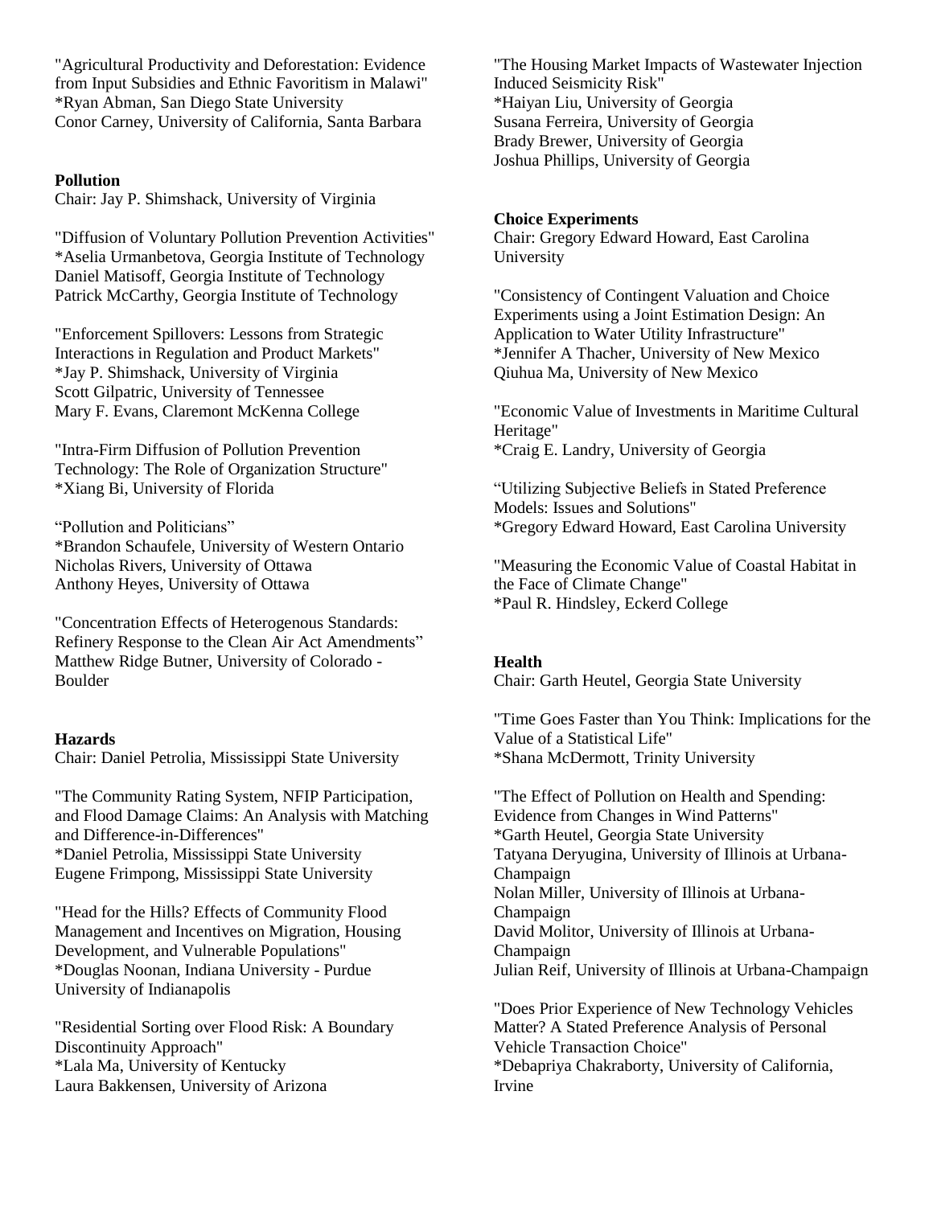"Agricultural Productivity and Deforestation: Evidence from Input Subsidies and Ethnic Favoritism in Malawi"
*Ryan Abman, San Diego State University
Conor Carney, University of California, Santa Barbara

**Pollution**
Chair: Jay P. Shimshack, University of Virginia

"Diffusion of Voluntary Pollution Prevention Activities"
*Aselia Urmanbetova, Georgia Institute of Technology
Daniel Matisoff, Georgia Institute of Technology
Patrick McCarthy, Georgia Institute of Technology

"Enforcement Spillovers: Lessons from Strategic Interactions in Regulation and Product Markets"
*Jay P. Shimshack, University of Virginia
Scott Gilpatric, University of Tennessee
Mary F. Evans, Claremont McKenna College

"Intra-Firm Diffusion of Pollution Prevention Technology: The Role of Organization Structure"
*Xiang Bi, University of Florida

"Pollution and Politicians"
*Brandon Schaufele, University of Western Ontario
Nicholas Rivers, University of Ottawa
Anthony Heyes, University of Ottawa

"Concentration Effects of Heterogenous Standards: Refinery Response to the Clean Air Act Amendments"
Matthew Ridge Butner, University of Colorado - Boulder

**Hazards**
Chair: Daniel Petrolia, Mississippi State University

"The Community Rating System, NFIP Participation, and Flood Damage Claims: An Analysis with Matching and Difference-in-Differences"
*Daniel Petrolia, Mississippi State University
Eugene Frimpong, Mississippi State University

"Head for the Hills? Effects of Community Flood Management and Incentives on Migration, Housing Development, and Vulnerable Populations"
*Douglas Noonan, Indiana University - Purdue University of Indianapolis

"Residential Sorting over Flood Risk: A Boundary Discontinuity Approach"
*Lala Ma, University of Kentucky
Laura Bakkensen, University of Arizona

"The Housing Market Impacts of Wastewater Injection Induced Seismicity Risk"
*Haiyan Liu, University of Georgia
Susana Ferreira, University of Georgia
Brady Brewer, University of Georgia
Joshua Phillips, University of Georgia

**Choice Experiments**
Chair: Gregory Edward Howard, East Carolina University

"Consistency of Contingent Valuation and Choice Experiments using a Joint Estimation Design: An Application to Water Utility Infrastructure"
*Jennifer A Thacher, University of New Mexico
Qiuhua Ma, University of New Mexico

"Economic Value of Investments in Maritime Cultural Heritage"
*Craig E. Landry, University of Georgia

"Utilizing Subjective Beliefs in Stated Preference Models: Issues and Solutions"
*Gregory Edward Howard, East Carolina University

"Measuring the Economic Value of Coastal Habitat in the Face of Climate Change"
*Paul R. Hindsley, Eckerd College

**Health**
Chair: Garth Heutel, Georgia State University

"Time Goes Faster than You Think: Implications for the Value of a Statistical Life"
*Shana McDermott, Trinity University

"The Effect of Pollution on Health and Spending: Evidence from Changes in Wind Patterns"
*Garth Heutel, Georgia State University
Tatyana Deryugina, University of Illinois at Urbana-Champaign
Nolan Miller, University of Illinois at Urbana-Champaign
David Molitor, University of Illinois at Urbana-Champaign
Julian Reif, University of Illinois at Urbana-Champaign

"Does Prior Experience of New Technology Vehicles Matter? A Stated Preference Analysis of Personal Vehicle Transaction Choice"
*Debapriya Chakraborty, University of California, Irvine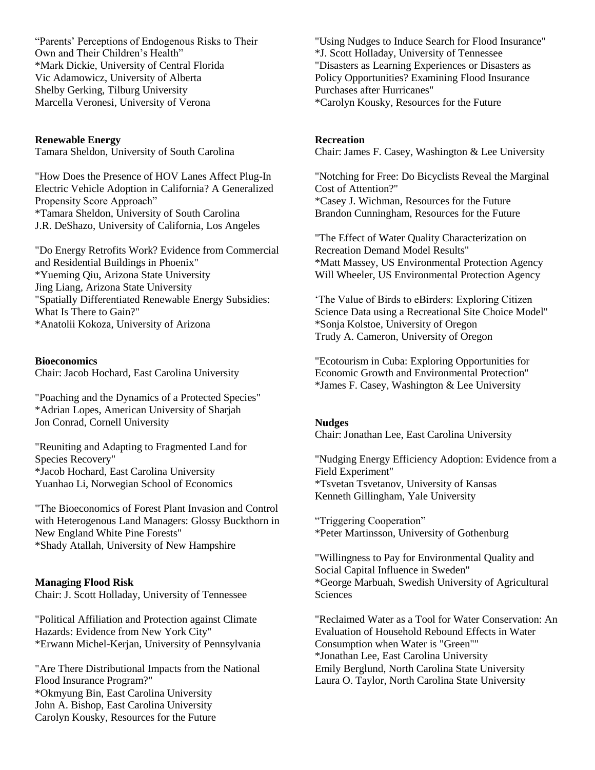"Parents' Perceptions of Endogenous Risks to Their Own and Their Children's Health"
*Mark Dickie, University of Central Florida
Vic Adamowicz, University of Alberta
Shelby Gerking, Tilburg University
Marcella Veronesi, University of Verona

**Renewable Energy**
Tamara Sheldon, University of South Carolina

"How Does the Presence of HOV Lanes Affect Plug-In Electric Vehicle Adoption in California? A Generalized Propensity Score Approach"
*Tamara Sheldon, University of South Carolina
J.R. DeShazo, University of California, Los Angeles

"Do Energy Retrofits Work? Evidence from Commercial and Residential Buildings in Phoenix"
*Yueming Qiu, Arizona State University
Jing Liang, Arizona State University
"Spatially Differentiated Renewable Energy Subsidies: What Is There to Gain?"
*Anatolii Kokoza, University of Arizona

**Bioeconomics**
Chair: Jacob Hochard, East Carolina University

"Poaching and the Dynamics of a Protected Species"
*Adrian Lopes, American University of Sharjah
Jon Conrad, Cornell University

"Reuniting and Adapting to Fragmented Land for Species Recovery"
*Jacob Hochard, East Carolina University
Yuanhao Li, Norwegian School of Economics

"The Bioeconomics of Forest Plant Invasion and Control with Heterogenous Land Managers: Glossy Buckthorn in New England White Pine Forests"
*Shady Atallah, University of New Hampshire

**Managing Flood Risk**
Chair: J. Scott Holladay, University of Tennessee

"Political Affiliation and Protection against Climate Hazards: Evidence from New York City"
*Erwann Michel-Kerjan, University of Pennsylvania

"Are There Distributional Impacts from the National Flood Insurance Program?"
*Okmyung Bin, East Carolina University
John A. Bishop, East Carolina University
Carolyn Kousky, Resources for the Future

"Using Nudges to Induce Search for Flood Insurance"
*J. Scott Holladay, University of Tennessee
"Disasters as Learning Experiences or Disasters as Policy Opportunities? Examining Flood Insurance Purchases after Hurricanes"
*Carolyn Kousky, Resources for the Future

**Recreation**
Chair: James F. Casey, Washington & Lee University

"Notching for Free: Do Bicyclists Reveal the Marginal Cost of Attention?"
*Casey J. Wichman, Resources for the Future
Brandon Cunningham, Resources for the Future

"The Effect of Water Quality Characterization on Recreation Demand Model Results"
*Matt Massey, US Environmental Protection Agency
Will Wheeler, US Environmental Protection Agency

'The Value of Birds to eBirders: Exploring Citizen Science Data using a Recreational Site Choice Model"
*Sonja Kolstoe, University of Oregon
Trudy A. Cameron, University of Oregon

"Ecotourism in Cuba: Exploring Opportunities for Economic Growth and Environmental Protection"
*James F. Casey, Washington & Lee University

**Nudges**
Chair: Jonathan Lee, East Carolina University

"Nudging Energy Efficiency Adoption: Evidence from a Field Experiment"
*Tsvetan Tsvetanov, University of Kansas
Kenneth Gillingham, Yale University

"Triggering Cooperation"
*Peter Martinsson, University of Gothenburg

"Willingness to Pay for Environmental Quality and Social Capital Influence in Sweden"
*George Marbuah, Swedish University of Agricultural Sciences

"Reclaimed Water as a Tool for Water Conservation: An Evaluation of Household Rebound Effects in Water Consumption when Water is "Green""
*Jonathan Lee, East Carolina University
Emily Berglund, North Carolina State University
Laura O. Taylor, North Carolina State University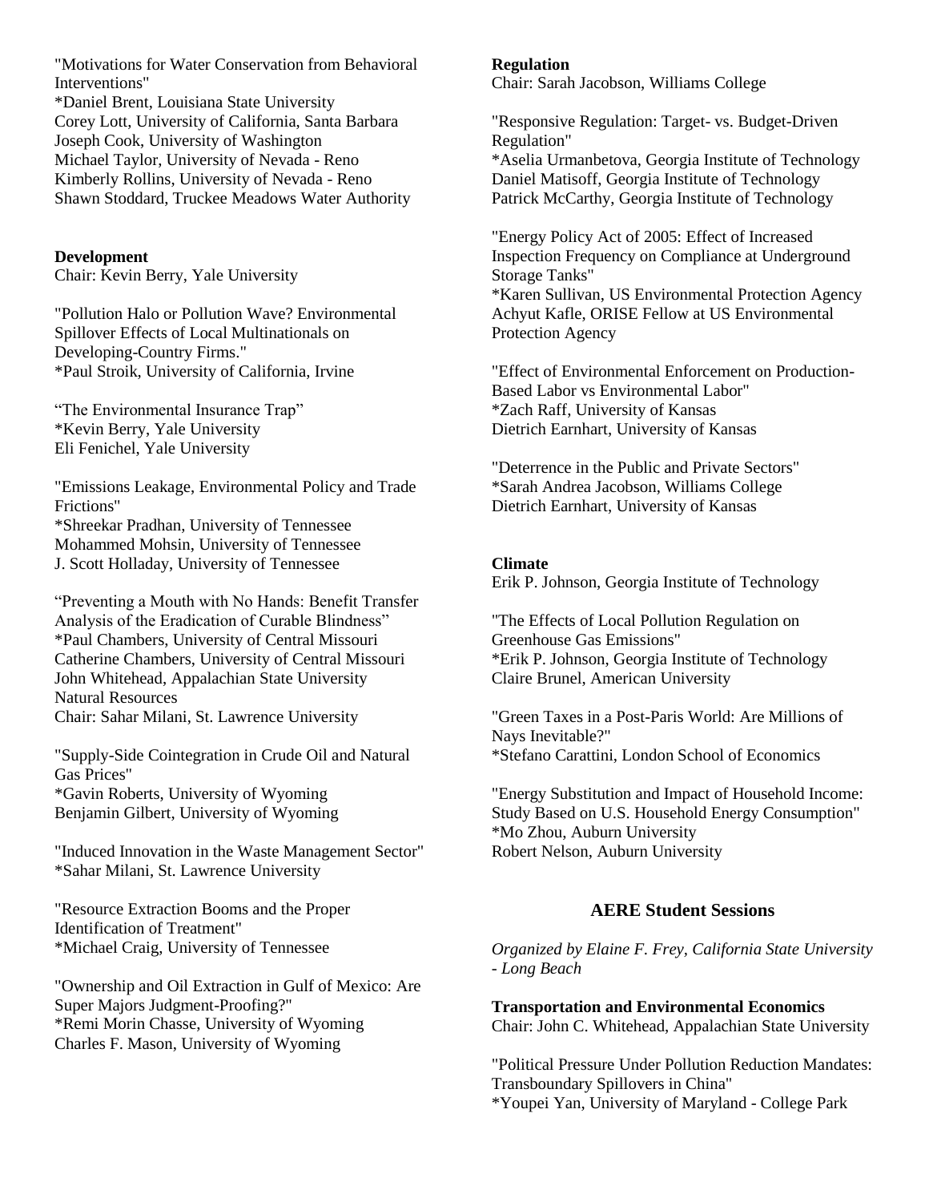"Motivations for Water Conservation from Behavioral Interventions"
*Daniel Brent, Louisiana State University
Corey Lott, University of California, Santa Barbara
Joseph Cook, University of Washington
Michael Taylor, University of Nevada - Reno
Kimberly Rollins, University of Nevada - Reno
Shawn Stoddard, Truckee Meadows Water Authority

**Development**
Chair: Kevin Berry, Yale University

"Pollution Halo or Pollution Wave? Environmental Spillover Effects of Local Multinationals on Developing-Country Firms."
*Paul Stroik, University of California, Irvine

"The Environmental Insurance Trap"
*Kevin Berry, Yale University
Eli Fenichel, Yale University

"Emissions Leakage, Environmental Policy and Trade Frictions"
*Shreekar Pradhan, University of Tennessee
Mohammed Mohsin, University of Tennessee
J. Scott Holladay, University of Tennessee

"Preventing a Mouth with No Hands: Benefit Transfer Analysis of the Eradication of Curable Blindness"
*Paul Chambers, University of Central Missouri
Catherine Chambers, University of Central Missouri
John Whitehead, Appalachian State University

**Natural Resources**
Chair: Sahar Milani, St. Lawrence University

"Supply-Side Cointegration in Crude Oil and Natural Gas Prices"
*Gavin Roberts, University of Wyoming
Benjamin Gilbert, University of Wyoming

"Induced Innovation in the Waste Management Sector"
*Sahar Milani, St. Lawrence University

"Resource Extraction Booms and the Proper Identification of Treatment"
*Michael Craig, University of Tennessee

"Ownership and Oil Extraction in Gulf of Mexico: Are Super Majors Judgment-Proofing?"
*Remi Morin Chasse, University of Wyoming
Charles F. Mason, University of Wyoming

**Regulation**
Chair: Sarah Jacobson, Williams College

"Responsive Regulation: Target- vs. Budget-Driven Regulation"
*Aselia Urmanbetova, Georgia Institute of Technology
Daniel Matisoff, Georgia Institute of Technology
Patrick McCarthy, Georgia Institute of Technology

"Energy Policy Act of 2005: Effect of Increased Inspection Frequency on Compliance at Underground Storage Tanks"
*Karen Sullivan, US Environmental Protection Agency
Achyut Kafle, ORISE Fellow at US Environmental Protection Agency

"Effect of Environmental Enforcement on Production-Based Labor vs Environmental Labor"
*Zach Raff, University of Kansas
Dietrich Earnhart, University of Kansas

"Deterrence in the Public and Private Sectors"
*Sarah Andrea Jacobson, Williams College
Dietrich Earnhart, University of Kansas

**Climate**
Erik P. Johnson, Georgia Institute of Technology

"The Effects of Local Pollution Regulation on Greenhouse Gas Emissions"
*Erik P. Johnson, Georgia Institute of Technology
Claire Brunel, American University

"Green Taxes in a Post-Paris World: Are Millions of Nays Inevitable?"
*Stefano Carattini, London School of Economics

"Energy Substitution and Impact of Household Income: Study Based on U.S. Household Energy Consumption"
*Mo Zhou, Auburn University
Robert Nelson, Auburn University

## AERE Student Sessions

*Organized by Elaine F. Frey, California State University - Long Beach*

**Transportation and Environmental Economics**
Chair: John C. Whitehead, Appalachian State University

"Political Pressure Under Pollution Reduction Mandates: Transboundary Spillovers in China"
*Youpei Yan, University of Maryland - College Park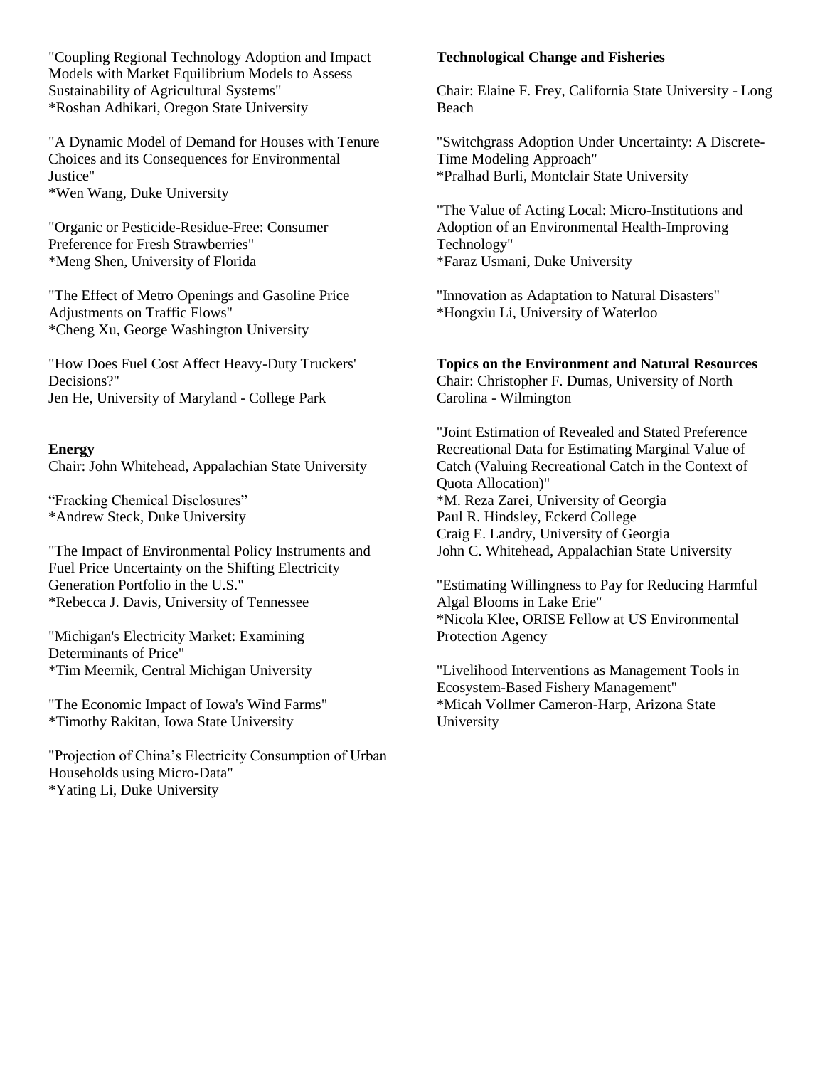"Coupling Regional Technology Adoption and Impact Models with Market Equilibrium Models to Assess Sustainability of Agricultural Systems"
*Roshan Adhikari, Oregon State University

"A Dynamic Model of Demand for Houses with Tenure Choices and its Consequences for Environmental Justice"
*Wen Wang, Duke University

"Organic or Pesticide-Residue-Free: Consumer Preference for Fresh Strawberries"
*Meng Shen, University of Florida

"The Effect of Metro Openings and Gasoline Price Adjustments on Traffic Flows"
*Cheng Xu, George Washington University

"How Does Fuel Cost Affect Heavy-Duty Truckers' Decisions?"
Jen He, University of Maryland - College Park

**Energy**
Chair: John Whitehead, Appalachian State University

"Fracking Chemical Disclosures"
*Andrew Steck, Duke University

"The Impact of Environmental Policy Instruments and Fuel Price Uncertainty on the Shifting Electricity Generation Portfolio in the U.S."
*Rebecca J. Davis, University of Tennessee

"Michigan's Electricity Market: Examining Determinants of Price"
*Tim Meernik, Central Michigan University

"The Economic Impact of Iowa's Wind Farms"
*Timothy Rakitan, Iowa State University

"Projection of China's Electricity Consumption of Urban Households using Micro-Data"
*Yating Li, Duke University

**Technological Change and Fisheries**

Chair: Elaine F. Frey, California State University - Long Beach

"Switchgrass Adoption Under Uncertainty: A Discrete-Time Modeling Approach"
*Pralhad Burli, Montclair State University

"The Value of Acting Local: Micro-Institutions and Adoption of an Environmental Health-Improving Technology"
*Faraz Usmani, Duke University

"Innovation as Adaptation to Natural Disasters"
*Hongxiu Li, University of Waterloo

**Topics on the Environment and Natural Resources**
Chair: Christopher F. Dumas, University of North Carolina - Wilmington

"Joint Estimation of Revealed and Stated Preference Recreational Data for Estimating Marginal Value of Catch (Valuing Recreational Catch in the Context of Quota Allocation)"
*M. Reza Zarei, University of Georgia
Paul R. Hindsley, Eckerd College
Craig E. Landry, University of Georgia
John C. Whitehead, Appalachian State University

"Estimating Willingness to Pay for Reducing Harmful Algal Blooms in Lake Erie"
*Nicola Klee, ORISE Fellow at US Environmental Protection Agency

"Livelihood Interventions as Management Tools in Ecosystem-Based Fishery Management"
*Micah Vollmer Cameron-Harp, Arizona State University